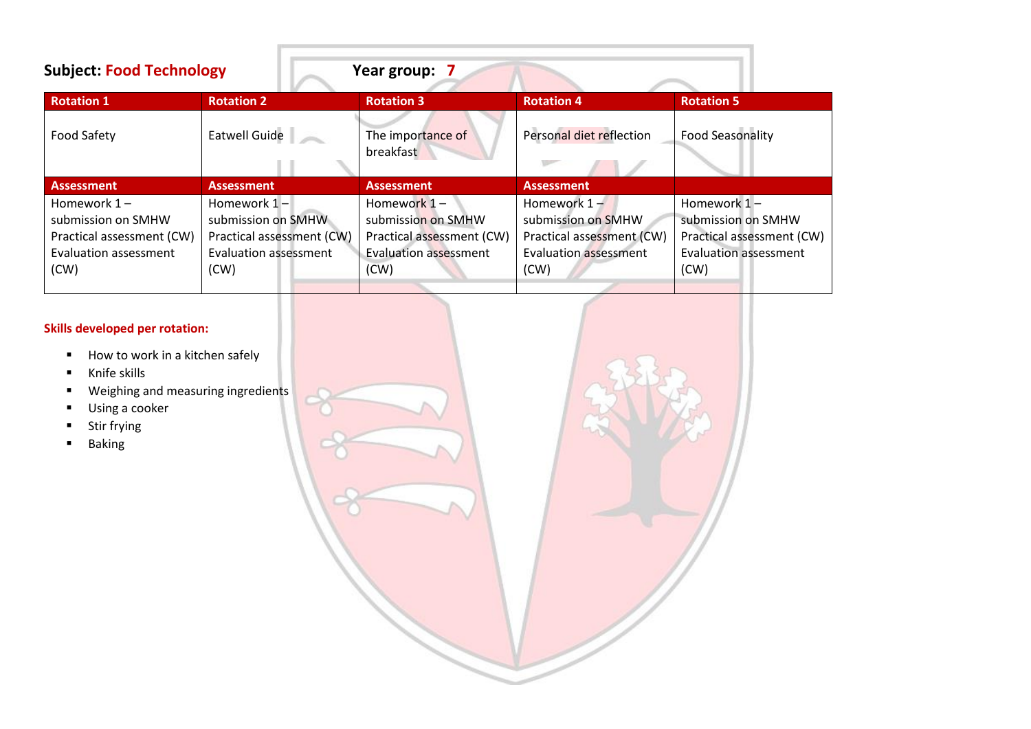**Subject: Food Technology** **Year group: 7**

| Rotation 1 | Rotation 2 | Rotation 3 | Rotation 4 | Rotation 5 |
|---|---|---|---|---|
| Food Safety | Eatwell Guide | The importance of breakfast | Personal diet reflection | Food Seasonality |
| **Assessment** | **Assessment** | **Assessment** | **Assessment** | |
| Homework 1 – submission on SMHW<br>Practical assessment (CW)<br>Evaluation assessment (CW) | Homework 1 – submission on SMHW<br>Practical assessment (CW)<br>Evaluation assessment (CW) | Homework 1 – submission on SMHW<br>Practical assessment (CW)<br>Evaluation assessment (CW) | Homework 1 – submission on SMHW<br>Practical assessment (CW)<br>Evaluation assessment (CW) | Homework 1 – submission on SMHW<br>Practical assessment (CW)<br>Evaluation assessment (CW) |

**Skills developed per rotation:**

- How to work in a kitchen safely
- Knife skills
- Weighing and measuring ingredients
- Using a cooker
- Stir frying
- Baking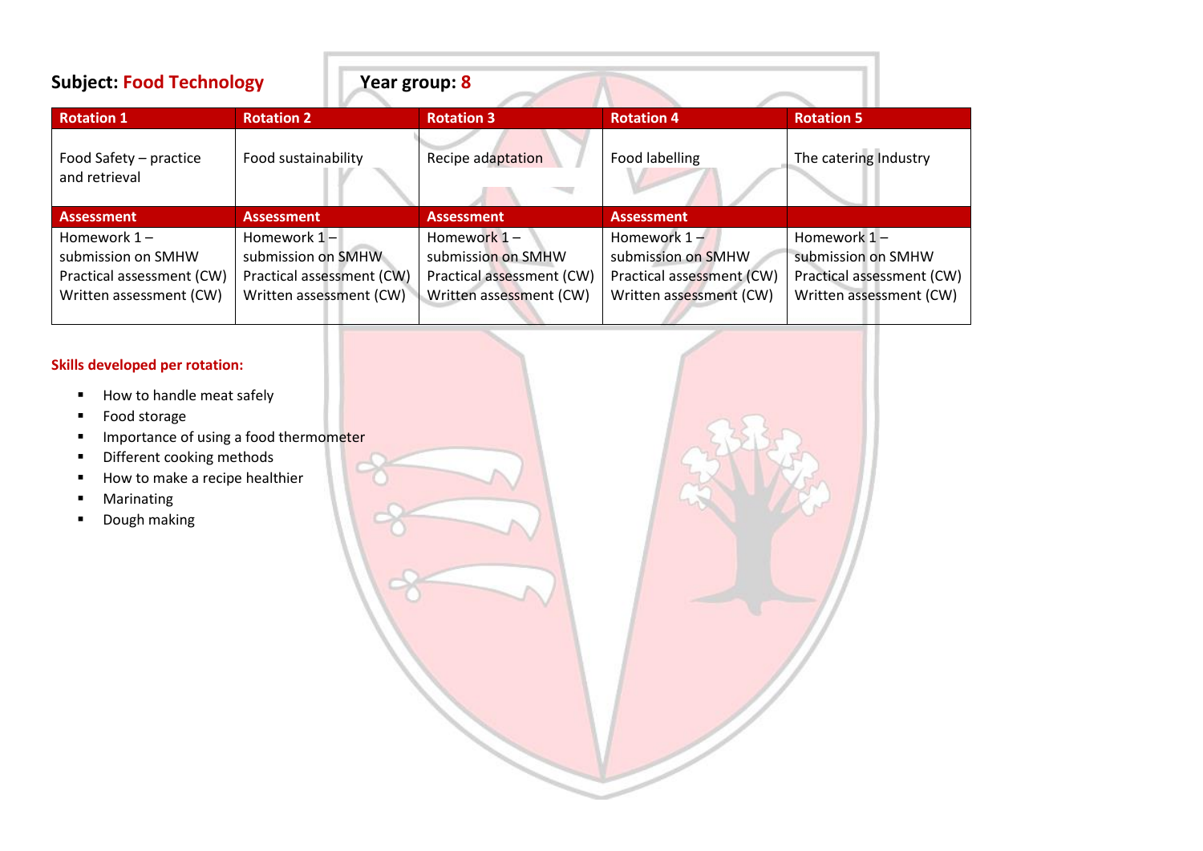**Subject: Food Technology** **Year group: 8**

| Rotation 1 | Rotation 2 | Rotation 3 | Rotation 4 | Rotation 5 |
|---|---|---|---|---|
| Food Safety – practice and retrieval | Food sustainability | Recipe adaptation | Food labelling | The catering Industry |
| **Assessment** | **Assessment** | **Assessment** | **Assessment** | |
| Homework 1 – submission on SMHW<br>Practical assessment (CW)<br>Written assessment (CW) | Homework 1 – submission on SMHW<br>Practical assessment (CW)<br>Written assessment (CW) | Homework 1 – submission on SMHW<br>Practical assessment (CW)<br>Written assessment (CW) | Homework 1 – submission on SMHW<br>Practical assessment (CW)<br>Written assessment (CW) | Homework 1 – submission on SMHW<br>Practical assessment (CW)<br>Written assessment (CW) |

**Skills developed per rotation:**

- How to handle meat safely
- Food storage
- Importance of using a food thermometer
- Different cooking methods
- How to make a recipe healthier
- Marinating
- Dough making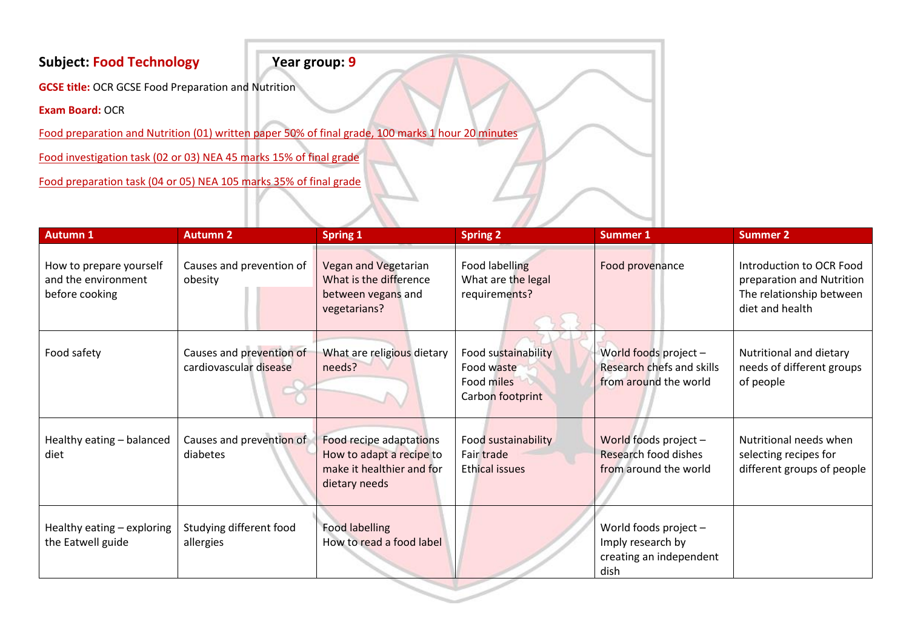**Subject: Food Technology** **Year group: 9**

**GCSE title:** OCR GCSE Food Preparation and Nutrition

**Exam Board:** OCR

Food preparation and Nutrition (01) written paper 50% of final grade, 100 marks 1 hour 20 minutes

Food investigation task (02 or 03) NEA 45 marks 15% of final grade

Food preparation task (04 or 05) NEA 105 marks 35% of final grade

| Autumn 1 | Autumn 2 | Spring 1 | Spring 2 | Summer 1 | Summer 2 |
|---|---|---|---|---|---|
| How to prepare yourself and the environment before cooking | Causes and prevention of obesity | Vegan and Vegetarian What is the difference between vegans and vegetarians? | Food labelling What are the legal requirements? | Food provenance | Introduction to OCR Food preparation and Nutrition The relationship between diet and health |
| Food safety | Causes and prevention of cardiovascular disease | What are religious dietary needs? | Food sustainability Food waste Food miles Carbon footprint | World foods project – Research chefs and skills from around the world | Nutritional and dietary needs of different groups of people |
| Healthy eating – balanced diet | Causes and prevention of diabetes | Food recipe adaptations How to adapt a recipe to make it healthier and for dietary needs | Food sustainability Fair trade Ethical issues | World foods project – Research food dishes from around the world | Nutritional needs when selecting recipes for different groups of people |
| Healthy eating – exploring the Eatwell guide | Studying different food allergies | Food labelling How to read a food label | | World foods project – Imply research by creating an independent dish | |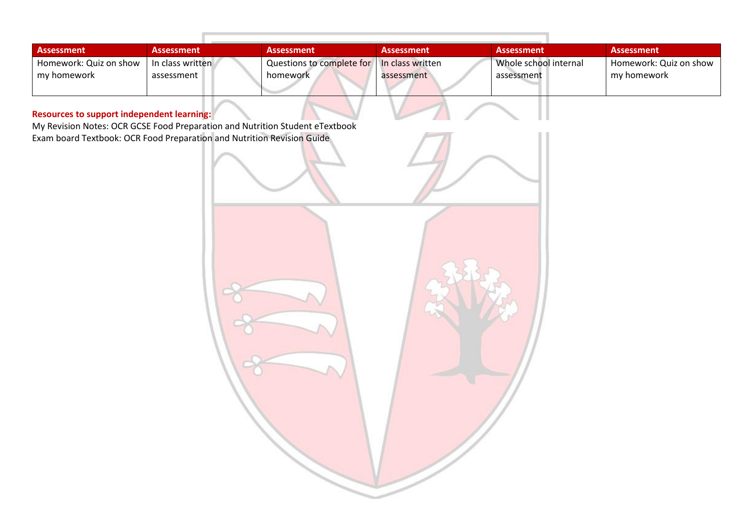| Assessment | Assessment | Assessment | Assessment | Assessment | Assessment |
|---|---|---|---|---|---|
| Homework: Quiz on show my homework | In class written assessment | Questions to complete for homework | In class written assessment | Whole school internal assessment | Homework: Quiz on show my homework |

**Resources to support independent learning:**

My Revision Notes: OCR GCSE Food Preparation and Nutrition Student eTextbook
Exam board Textbook: OCR Food Preparation and Nutrition Revision Guide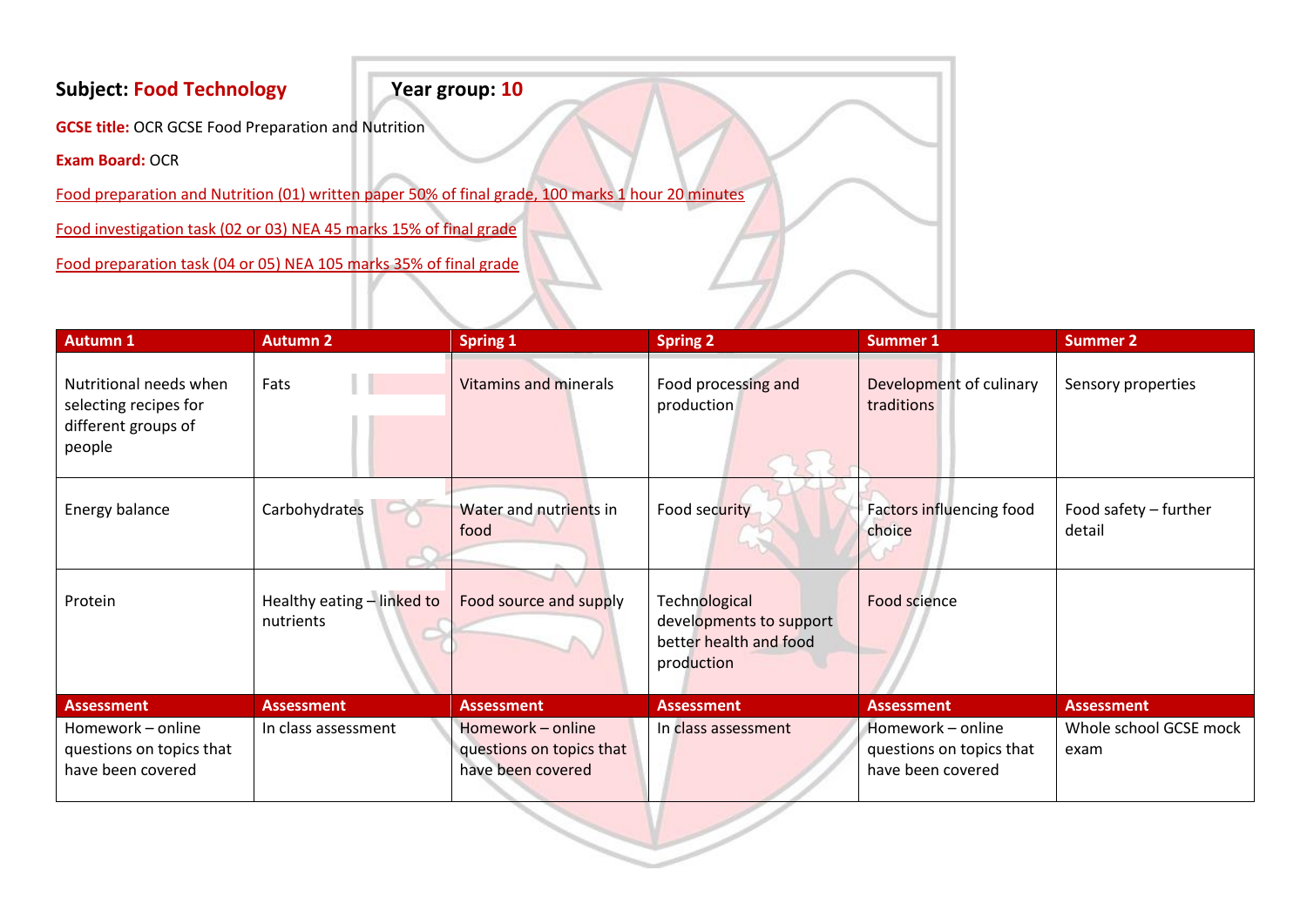**Subject:** Food Technology **Year group:** 10

**GCSE title:** OCR GCSE Food Preparation and Nutrition

**Exam Board:** OCR

Food preparation and Nutrition (01) written paper 50% of final grade, 100 marks 1 hour 20 minutes

Food investigation task (02 or 03) NEA 45 marks 15% of final grade

Food preparation task (04 or 05) NEA 105 marks 35% of final grade

| Autumn 1 | Autumn 2 | Spring 1 | Spring 2 | Summer 1 | Summer 2 |
|---|---|---|---|---|---|
| Nutritional needs when selecting recipes for different groups of people | Fats | Vitamins and minerals | Food processing and production | Development of culinary traditions | Sensory properties |
| Energy balance | Carbohydrates | Water and nutrients in food | Food security | Factors influencing food choice | Food safety – further detail |
| Protein | Healthy eating – linked to nutrients | Food source and supply | Technological developments to support better health and food production | Food science | |
| **Assessment** | **Assessment** | **Assessment** | **Assessment** | **Assessment** | **Assessment** |
| Homework – online questions on topics that have been covered | In class assessment | Homework – online questions on topics that have been covered | In class assessment | Homework – online questions on topics that have been covered | Whole school GCSE mock exam |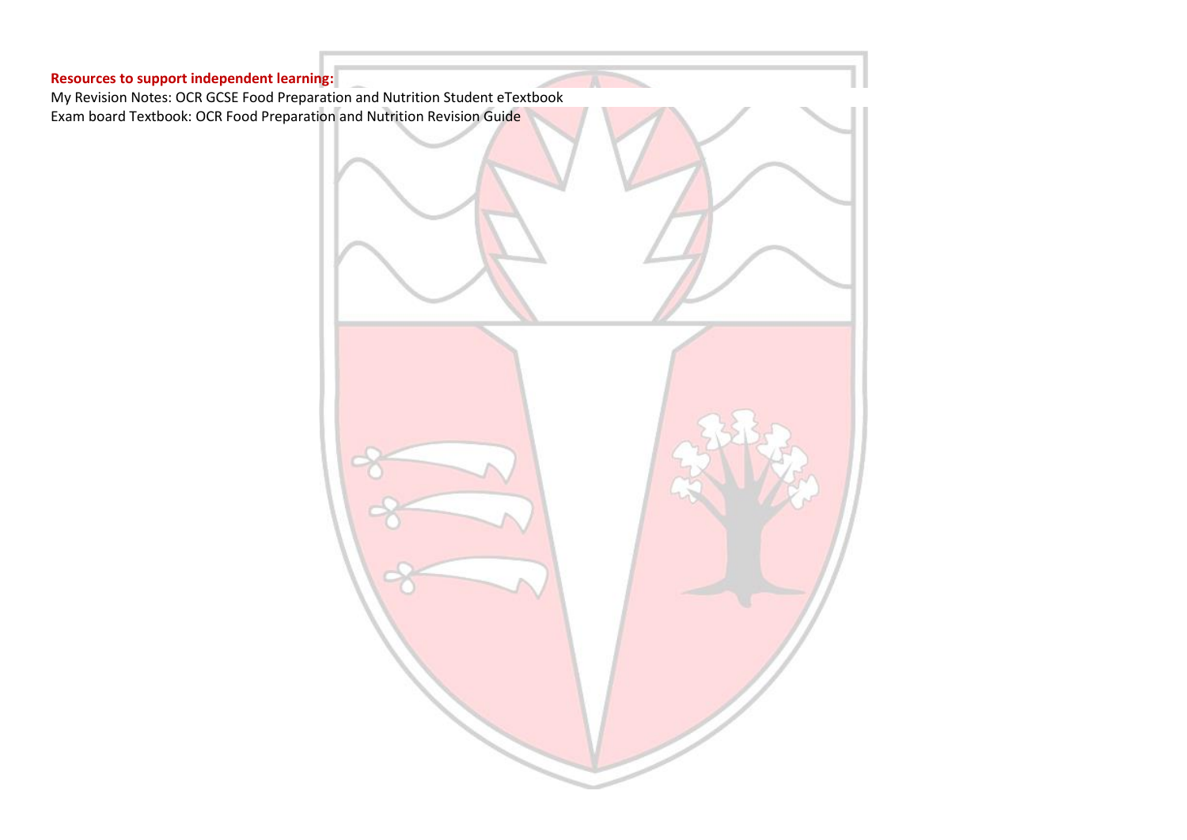**Resources to support independent learning:**

My Revision Notes: OCR GCSE Food Preparation and Nutrition Student eTextbook

Exam board Textbook: OCR Food Preparation and Nutrition Revision Guide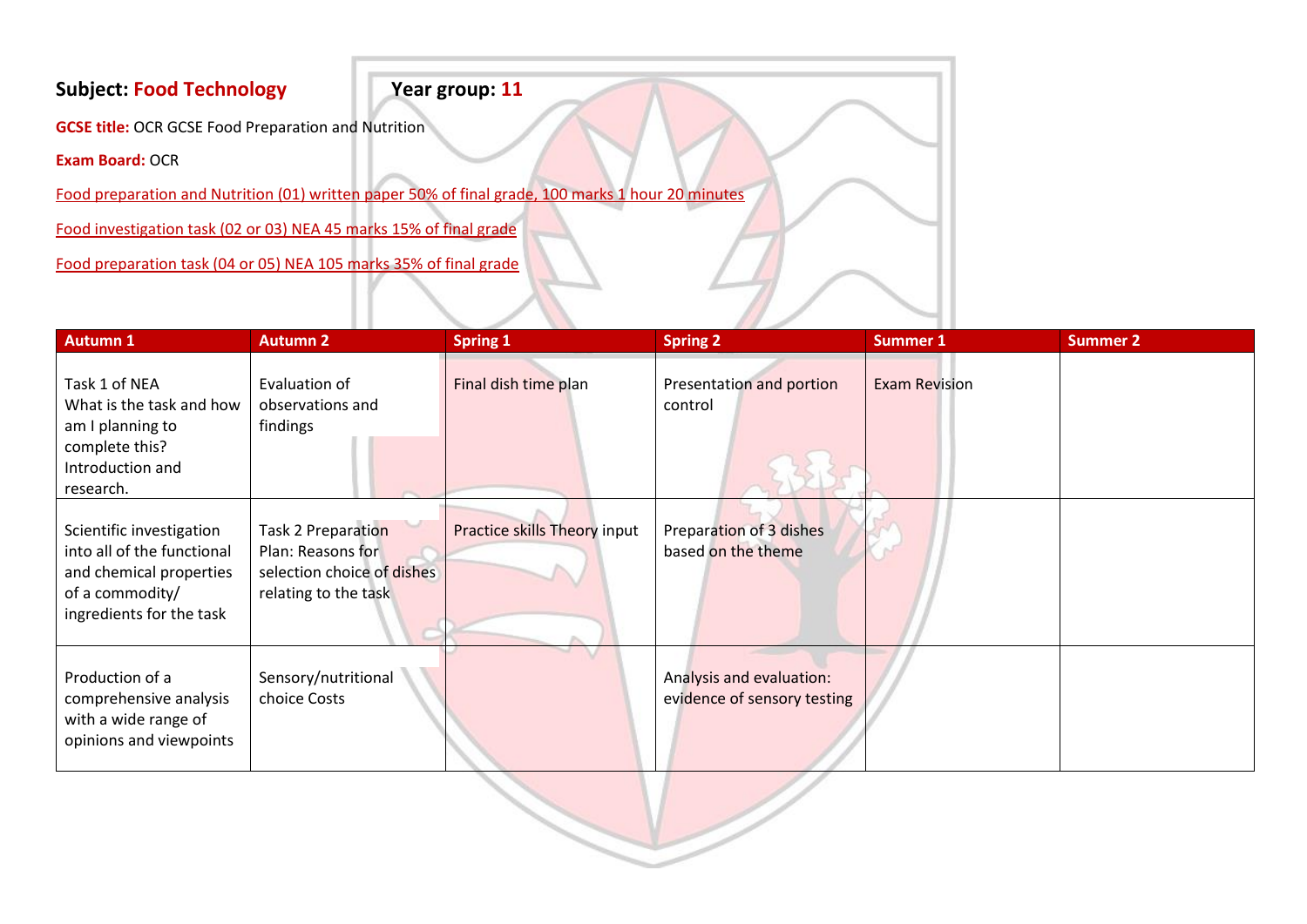**Subject: Food Technology** **Year group: 11**

**GCSE title:** OCR GCSE Food Preparation and Nutrition

**Exam Board:** OCR

Food preparation and Nutrition (01) written paper 50% of final grade, 100 marks 1 hour 20 minutes

Food investigation task (02 or 03) NEA 45 marks 15% of final grade

Food preparation task (04 or 05) NEA 105 marks 35% of final grade

| Autumn 1 | Autumn 2 | Spring 1 | Spring 2 | Summer 1 | Summer 2 |
|---|---|---|---|---|---|
| Task 1 of NEA What is the task and how am I planning to complete this? Introduction and research. | Evaluation of observations and findings | Final dish time plan | Presentation and portion control | Exam Revision | |
| Scientific investigation into all of the functional and chemical properties of a commodity/ ingredients for the task | Task 2 Preparation Plan: Reasons for selection choice of dishes relating to the task | Practice skills Theory input | Preparation of 3 dishes based on the theme | | |
| Production of a comprehensive analysis with a wide range of opinions and viewpoints | Sensory/nutritional choice Costs | | Analysis and evaluation: evidence of sensory testing | | |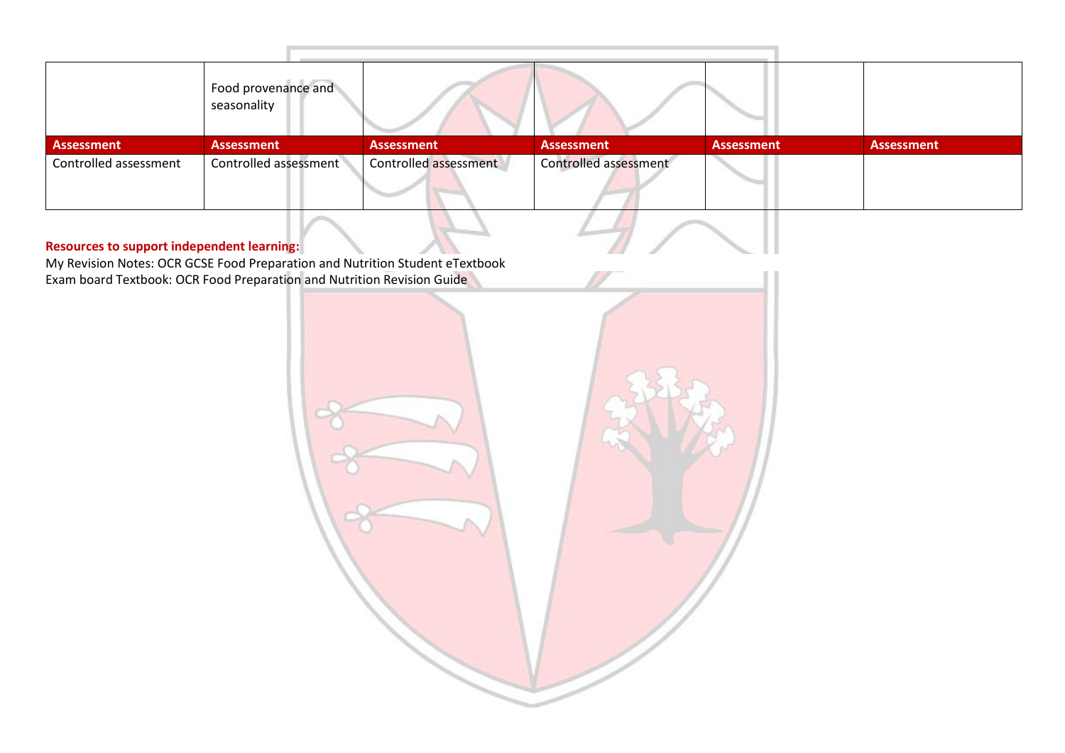| | | | | | |
|---|---|---|---|---|---|
| | Food provenance and seasonality | | | | |
| **Assessment** | **Assessment** | **Assessment** | **Assessment** | **Assessment** | **Assessment** |
| Controlled assessment | Controlled assessment | Controlled assessment | Controlled assessment | | |

**Resources to support independent learning:**

My Revision Notes: OCR GCSE Food Preparation and Nutrition Student eTextbook
Exam board Textbook: OCR Food Preparation and Nutrition Revision Guide